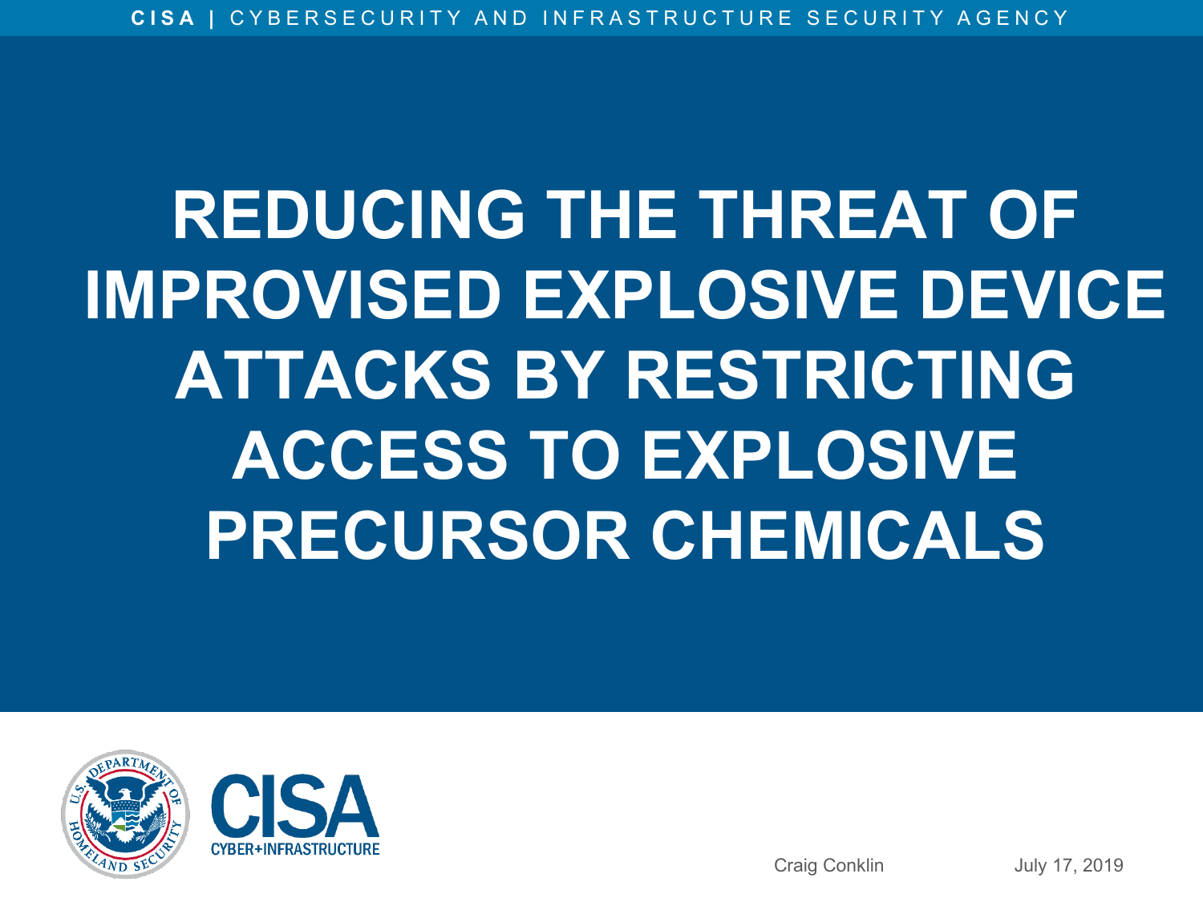# REDUCING THE THREAT OF IMPROVISED EXPLOSIVE DEVICE ATTACKS BY RESTRICTING ACCESS TO EXPLOSIVE PRECURSOR CHEMICALS

Craig Conklin

July 17, 2019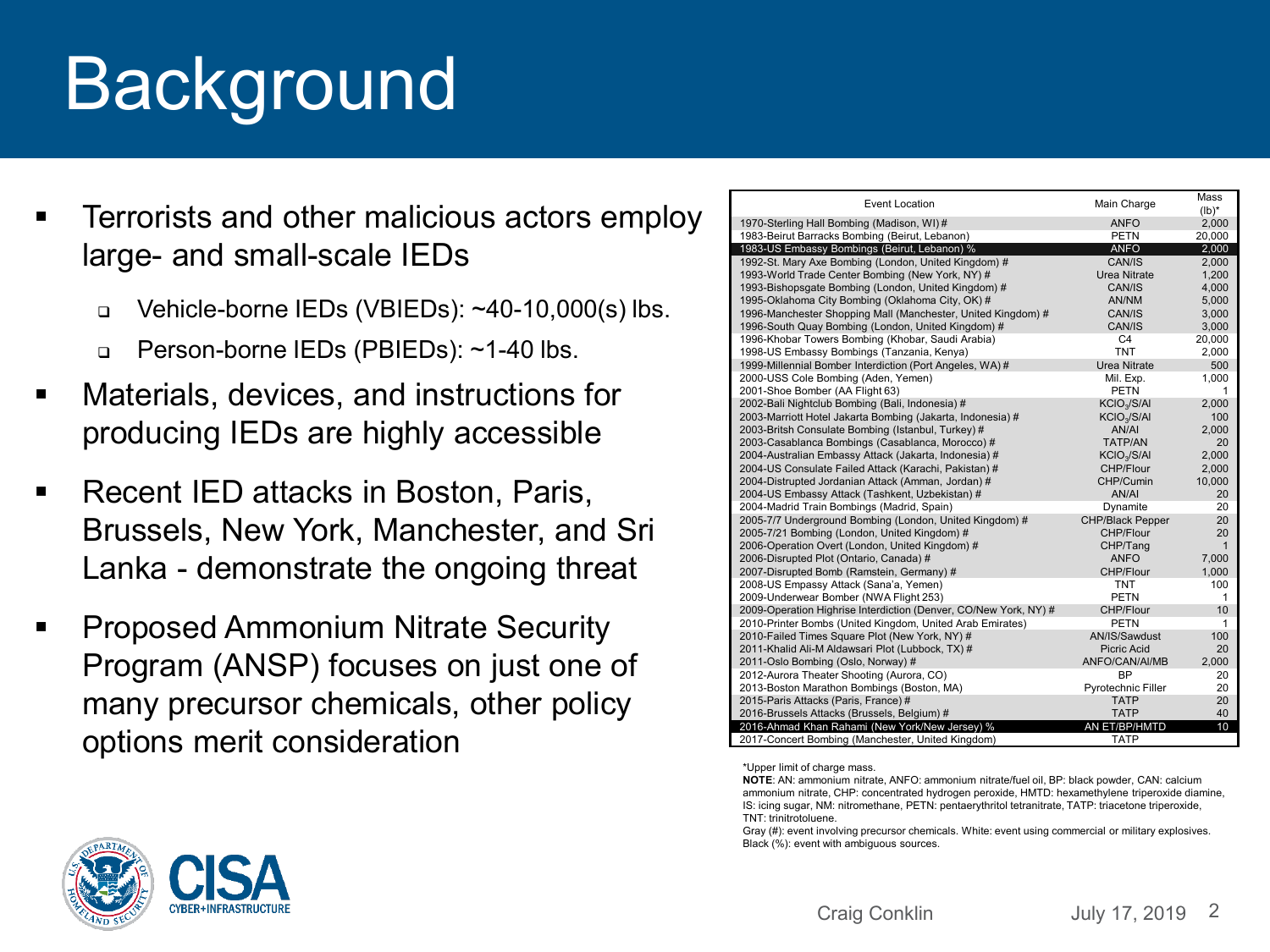# Background

- Terrorists and other malicious actors employ large- and small-scale IEDs
  - Vehicle-borne IEDs (VBIEDs): ~40-10,000(s) lbs.
  - Person-borne IEDs (PBIEDs): ~1-40 lbs.
- Materials, devices, and instructions for producing IEDs are highly accessible
- Recent IED attacks in Boston, Paris, Brussels, New York, Manchester, and Sri Lanka - demonstrate the ongoing threat
- Proposed Ammonium Nitrate Security Program (ANSP) focuses on just one of many precursor chemicals, other policy options merit consideration

| Event Location | Main Charge | Mass (lb)* |
|---|---|---|
| 1970-Sterling Hall Bombing (Madison, WI) # | ANFO | 2,000 |
| 1983-Beirut Barracks Bombing (Beirut, Lebanon) | PETN | 20,000 |
| 1983-US Embassy Bombings (Beirut, Lebanon) % | ANFO | 2,000 |
| 1992-St. Mary Axe Bombing (London, United Kingdom) # | CAN/IS | 2,000 |
| 1993-World Trade Center Bombing (New York, NY) # | Urea Nitrate | 1,200 |
| 1993-Bishopsgate Bombing (London, United Kingdom) # | CAN/IS | 4,000 |
| 1995-Oklahoma City Bombing (Oklahoma City, OK) # | AN/NM | 5,000 |
| 1996-Manchester Shopping Mall (Manchester, United Kingdom) # | CAN/IS | 3,000 |
| 1996-South Quay Bombing (London, United Kingdom) # | CAN/IS | 3,000 |
| 1996-Khobar Towers Bombing (Khobar, Saudi Arabia) | C4 | 20,000 |
| 1998-US Embassy Bombings (Tanzania, Kenya) | TNT | 2,000 |
| 1999-Millennial Bomber Interdiction (Port Angeles, WA) # | Urea Nitrate | 500 |
| 2000-USS Cole Bombing (Aden, Yemen) | Mil. Exp. | 1,000 |
| 2001-Shoe Bomber (AA Flight 63) | PETN | 1 |
| 2002-Bali Nightclub Bombing (Bali, Indonesia) # | $KClO_3$/S/Al | 2,000 |
| 2003-Marriott Hotel Jakarta Bombing (Jakarta, Indonesia) # | $KClO_3$/S/Al | 100 |
| 2003-Britsh Consulate Bombing (Istanbul, Turkey) # | AN/Al | 2,000 |
| 2003-Casablanca Bombings (Casablanca, Morocco) # | TATP/AN | 20 |
| 2004-Australian Embassy Attack (Jakarta, Indonesia) # | $KClO_3$/S/Al | 2,000 |
| 2004-US Consulate Failed Attack (Karachi, Pakistan) # | CHP/Flour | 2,000 |
| 2004-Distrupted Jordanian Attack (Amman, Jordan) # | CHP/Cumin | 10,000 |
| 2004-US Embassy Attack (Tashkent, Uzbekistan) # | AN/Al | 20 |
| 2004-Madrid Train Bombings (Madrid, Spain) | Dynamite | 20 |
| 2005-7/7 Underground Bombing (London, United Kingdom) # | CHP/Black Pepper | 20 |
| 2005-7/21 Bombing (London, United Kingdom) # | CHP/Flour | 20 |
| 2006-Operation Overt (London, United Kingdom) # | CHP/Tang | 1 |
| 2006-Disrupted Plot (Ontario, Canada) # | ANFO | 7,000 |
| 2007-Disrupted Bomb (Ramstein, Germany) # | CHP/Flour | 1,000 |
| 2008-US Empassy Attack (Sana'a, Yemen) | TNT | 100 |
| 2009-Underwear Bomber (NWA Flight 253) | PETN | 1 |
| 2009-Operation Highrise Interdiction (Denver, CO/New York, NY) # | CHP/Flour | 10 |
| 2010-Printer Bombs (United Kingdom, United Arab Emirates) | PETN | 1 |
| 2010-Failed Times Square Plot (New York, NY) # | AN/IS/Sawdust | 100 |
| 2011-Khalid Ali-M Aldawsari Plot (Lubbock, TX) # | Picric Acid | 20 |
| 2011-Oslo Bombing (Oslo, Norway) # | ANFO/CAN/Al/MB | 2,000 |
| 2012-Aurora Theater Shooting (Aurora, CO) | BP | 20 |
| 2013-Boston Marathon Bombings (Boston, MA) | Pyrotechnic Filler | 20 |
| 2015-Paris Attacks (Paris, France) # | TATP | 20 |
| 2016-Brussels Attacks (Brussels, Belgium) # | TATP | 40 |
| 2016-Ahmad Khan Rahami (New York/New Jersey) % | AN ET/BP/HMTD | 10 |
| 2017-Concert Bombing (Manchester, United Kingdom) | TATP | |

*Upper limit of charge mass.

**NOTE**: AN: ammonium nitrate, ANFO: ammonium nitrate/fuel oil, BP: black powder, CAN: calcium ammonium nitrate, CHP: concentrated hydrogen peroxide, HMTD: hexamethylene triperoxide diamine, IS: icing sugar, NM: nitromethane, PETN: pentaerythritol tetranitrate, TATP: triacetone triperoxide, TNT: trinitrotoluene.

Gray (#): event involving precursor chemicals. White: event using commercial or military explosives. Black (%): event with ambiguous sources.

Craig Conklin July 17, 2019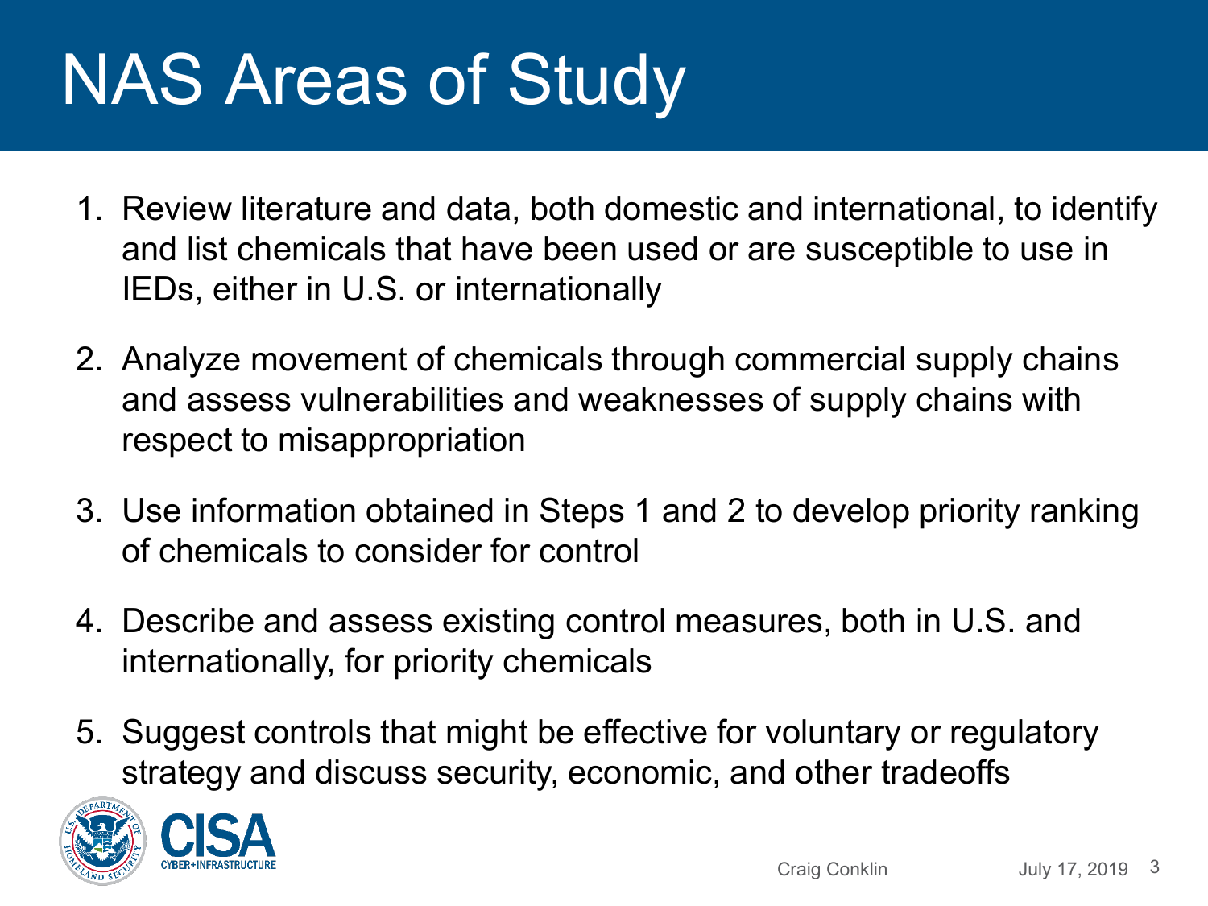# NAS Areas of Study

1. Review literature and data, both domestic and international, to identify and list chemicals that have been used or are susceptible to use in IEDs, either in U.S. or internationally
2. Analyze movement of chemicals through commercial supply chains and assess vulnerabilities and weaknesses of supply chains with respect to misappropriation
3. Use information obtained in Steps 1 and 2 to develop priority ranking of chemicals to consider for control
4. Describe and assess existing control measures, both in U.S. and internationally, for priority chemicals
5. Suggest controls that might be effective for voluntary or regulatory strategy and discuss security, economic, and other tradeoffs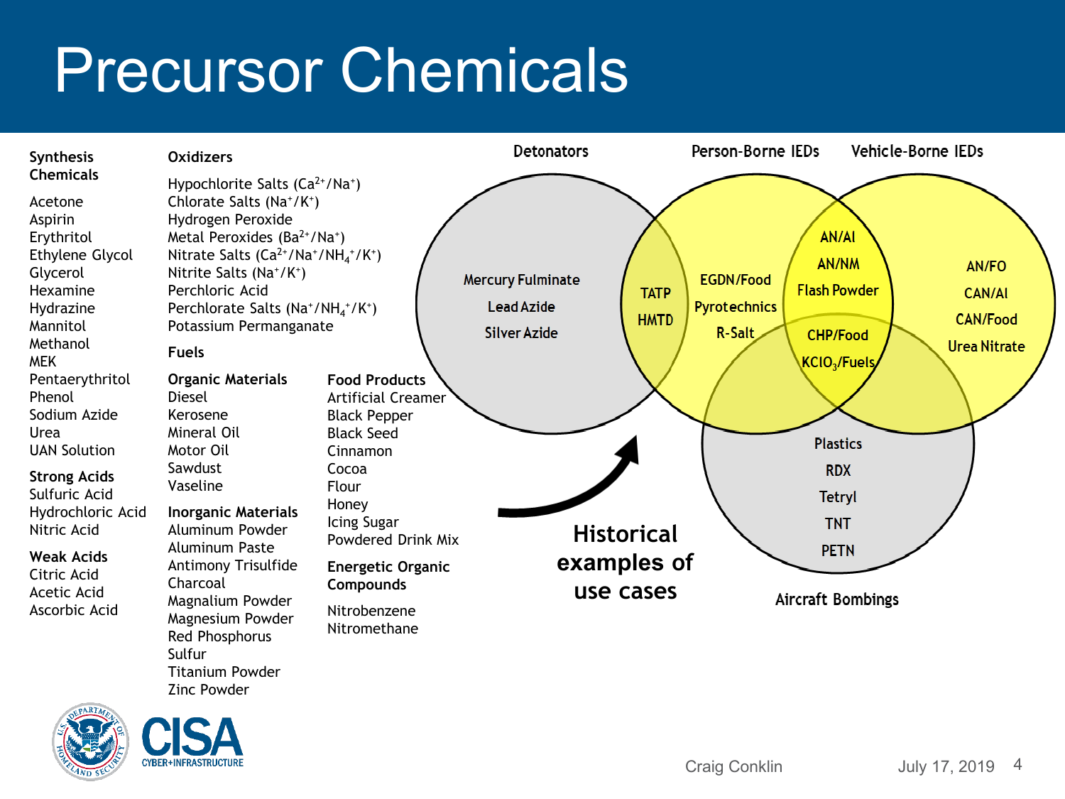# Precursor Chemicals

**Synthesis Chemicals**

Acetone
Aspirin
Erythritol
Ethylene Glycol
Glycerol
Hexamine
Hydrazine
Mannitol
Methanol
MEK
Pentaerythritol
Phenol
Sodium Azide
Urea
UAN Solution

**Strong Acids**

Sulfuric Acid
Hydrochloric Acid
Nitric Acid

**Weak Acids**

Citric Acid
Acetic Acid
Ascorbic Acid

**Oxidizers**

Hypochlorite Salts ($Ca^{2+}$/$Na^{+}$)
Chlorate Salts ($Na^{+}$/$K^{+}$)
Hydrogen Peroxide
Metal Peroxides ($Ba^{2+}$/$Na^{+}$)
Nitrate Salts ($Ca^{2+}$/$Na^{+}$/$NH_4^{+}$/$K^{+}$)
Nitrite Salts ($Na^{+}$/$K^{+}$)
Perchloric Acid
Perchlorate Salts ($Na^{+}$/$NH_4^{+}$/$K^{+}$)
Potassium Permanganate

**Fuels**

**Organic Materials**

Diesel
Kerosene
Mineral Oil
Motor Oil
Sawdust
Vaseline

**Inorganic Materials**

Aluminum Powder
Aluminum Paste
Antimony Trisulfide
Charcoal
Magnalium Powder
Magnesium Powder
Red Phosphorus
Sulfur
Titanium Powder
Zinc Powder

**Food Products**

Artificial Creamer
Black Pepper
Black Seed
Cinnamon
Cocoa
Flour
Honey
Icing Sugar
Powdered Drink Mix

**Energetic Organic Compounds**

Nitrobenzene
Nitromethane

Detonators
Person-Borne IEDs
Vehicle-Borne IEDs
Aircraft Bombings

Mercury Fulminate
Lead Azide
Silver Azide
TATP
HMTD
EGDN/Food
Pyrotechnics
R-Salt
AN/Al
AN/NM
Flash Powder
CHP/Food
$KClO_3$/Fuels
AN/FO
CAN/Al
CAN/Food
Urea Nitrate
Plastics
RDX
Tetryl
TNT
PETN

**Historical examples of use cases**

Craig Conklin
July 17, 2019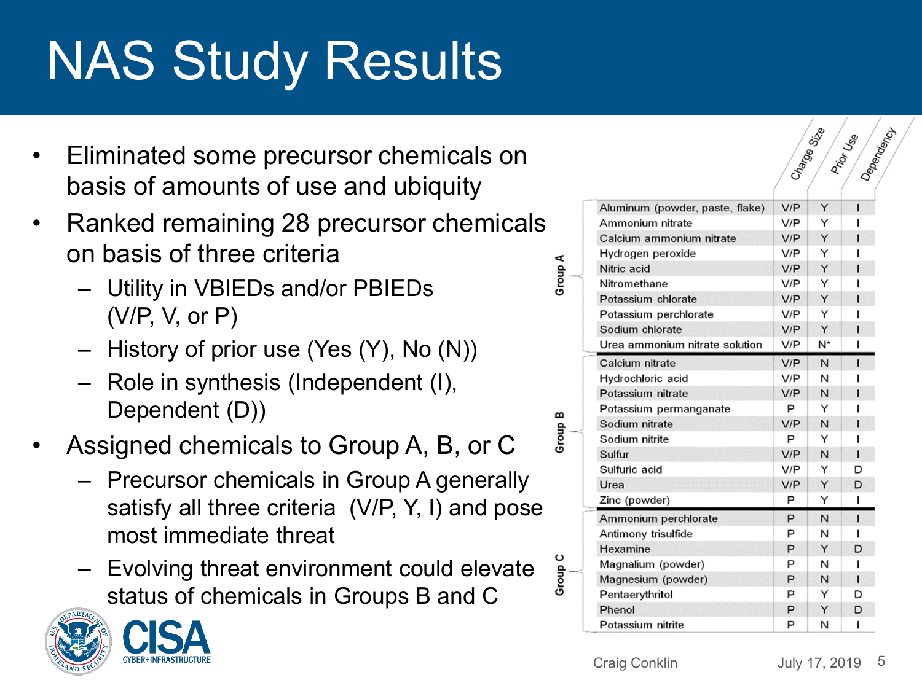# NAS Study Results

- Eliminated some precursor chemicals on basis of amounts of use and ubiquity
- Ranked remaining 28 precursor chemicals on basis of three criteria
  - Utility in VBIEDs and/or PBIEDs (V/P, V, or P)
  - History of prior use (Yes (Y), No (N))
  - Role in synthesis (Independent (I), Dependent (D))
- Assigned chemicals to Group A, B, or C
  - Precursor chemicals in Group A generally satisfy all three criteria (V/P, Y, I) and pose most immediate threat
  - Evolving threat environment could elevate status of chemicals in Groups B and C

| Group | Chemical | Charge Size | Prior Use | Dependency |
|---|---|---|---|---|
| Group A | Aluminum (powder, paste, flake) | V/P | Y | I |
| | Ammonium nitrate | V/P | Y | I |
| | Calcium ammonium nitrate | V/P | Y | I |
| | Hydrogen peroxide | V/P | Y | I |
| | Nitric acid | V/P | Y | I |
| | Nitromethane | V/P | Y | I |
| | Potassium chlorate | V/P | Y | I |
| | Potassium perchlorate | V/P | Y | I |
| | Sodium chlorate | V/P | Y | I |
| | Urea ammonium nitrate solution | V/P | N* | I |
| Group B | Calcium nitrate | V/P | N | I |
| | Hydrochloric acid | V/P | N | I |
| | Potassium nitrate | V/P | N | I |
| | Potassium permanganate | P | Y | I |
| | Sodium nitrate | V/P | N | I |
| | Sodium nitrite | P | Y | I |
| | Sulfur | V/P | N | I |
| | Sulfuric acid | V/P | Y | D |
| | Urea | V/P | Y | D |
| | Zinc (powder) | P | Y | I |
| Group C | Ammonium perchlorate | P | N | I |
| | Antimony trisulfide | P | N | I |
| | Hexamine | P | Y | D |
| | Magnalium (powder) | P | N | I |
| | Magnesium (powder) | P | N | I |
| | Pentaerythritol | P | Y | D |
| | Phenol | P | Y | D |
| | Potassium nitrite | P | N | I |

Craig Conklin July 17, 2019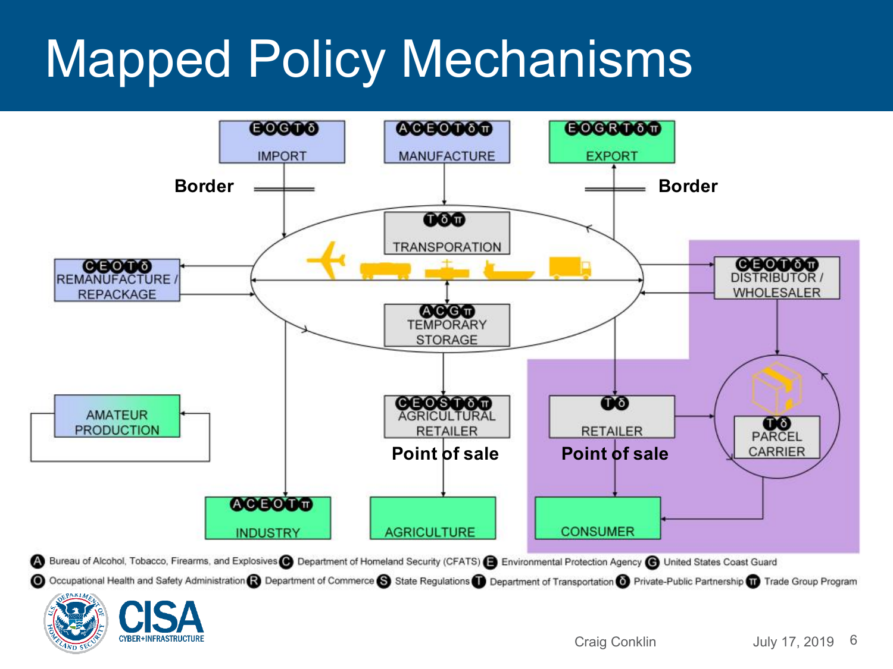# Mapped Policy Mechanisms

IMPORT (E O G T δ)

MANUFACTURE (A C E O T δ π)

EXPORT (E O G R T δ π)

Border

Border

TRANSPORATION (T δ π)

REMANUFACTURE / REPACKAGE (C E O T δ)

DISTRIBUTOR / WHOLESALER (C E O T δ π)

TEMPORARY STORAGE (A C G π)

AMATEUR PRODUCTION

AGRICULTURAL RETAILER (C E O S T δ π)

RETAILER (T δ)

PARCEL CARRIER (T δ)

Point of sale

Point of sale

INDUSTRY (A C E O T π)

AGRICULTURE

CONSUMER

A Bureau of Alcohol, Tobacco, Firearms, and Explosives
C Department of Homeland Security (CFATS)
E Environmental Protection Agency
G United States Coast Guard
O Occupational Health and Safety Administration
R Department of Commerce
S State Regulations
T Department of Transportation
δ Private-Public Partnership
π Trade Group Program

Craig Conklin July 17, 2019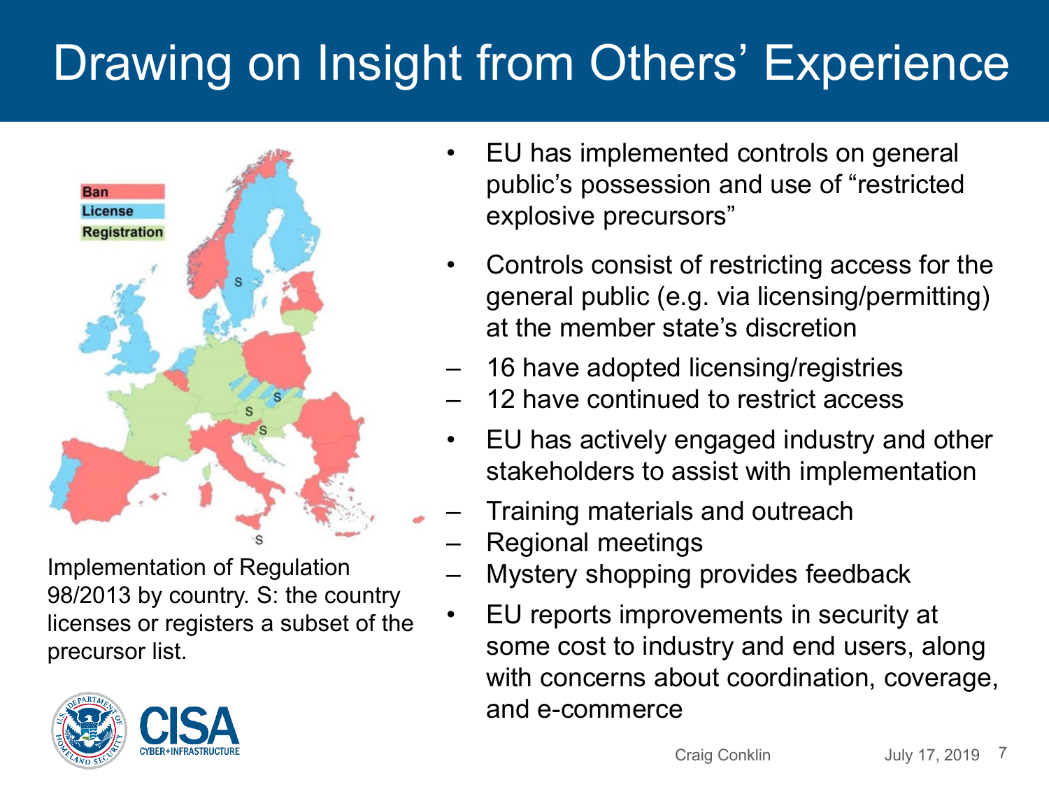# Drawing on Insight from Others' Experience

Ban
License
Registration

S
S
S
S
S

Implementation of Regulation 98/2013 by country. S: the country licenses or registers a subset of the precursor list.

- EU has implemented controls on general public's possession and use of "restricted explosive precursors"
- Controls consist of restricting access for the general public (e.g. via licensing/permitting) at the member state's discretion
  - 16 have adopted licensing/registries
  - 12 have continued to restrict access
- EU has actively engaged industry and other stakeholders to assist with implementation
  - Training materials and outreach
  - Regional meetings
  - Mystery shopping provides feedback
- EU reports improvements in security at some cost to industry and end users, along with concerns about coordination, coverage, and e-commerce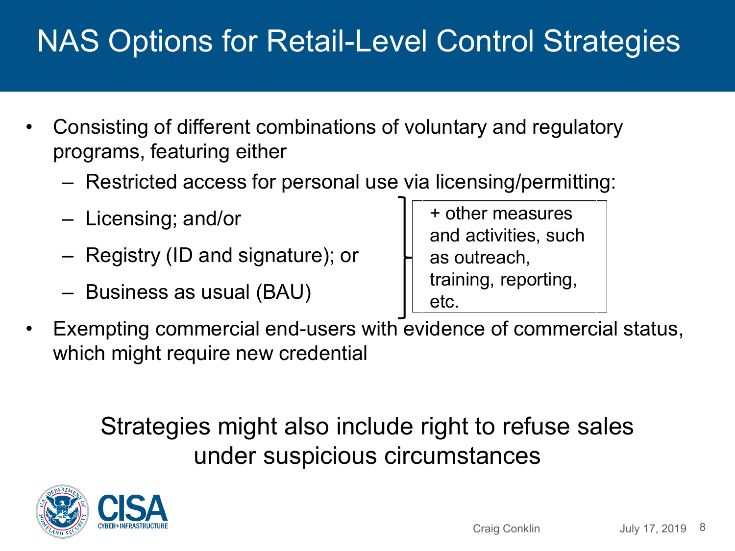# NAS Options for Retail-Level Control Strategies

- Consisting of different combinations of voluntary and regulatory programs, featuring either
  - Restricted access for personal use via licensing/permitting:
  - Licensing; and/or
  - Registry (ID and signature); or
  - Business as usual (BAU)

  + other measures and activities, such as outreach, training, reporting, etc.

- Exempting commercial end-users with evidence of commercial status, which might require new credential

Strategies might also include right to refuse sales under suspicious circumstances

Craig Conklin

July 17, 2019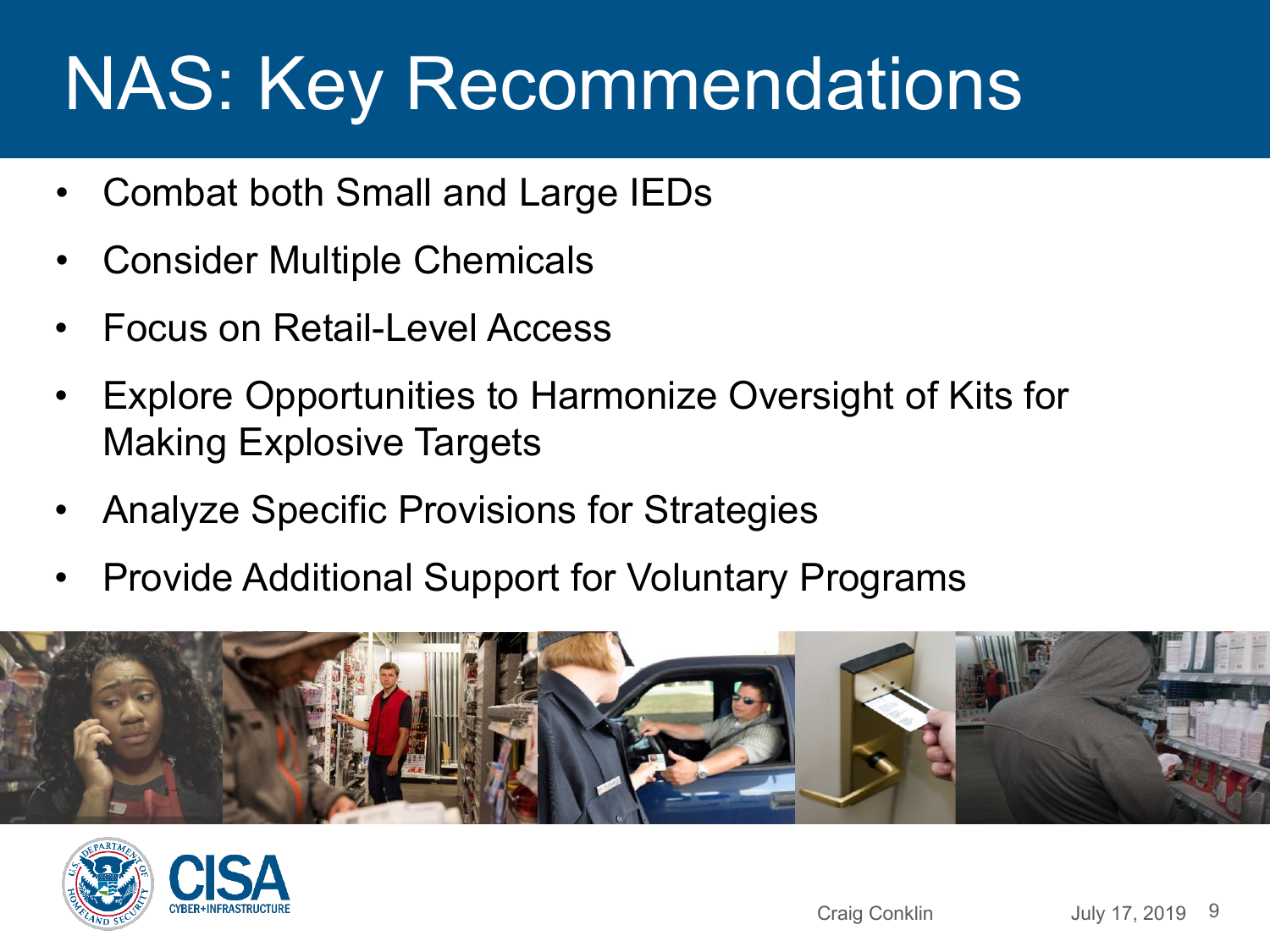# NAS: Key Recommendations

- Combat both Small and Large IEDs
- Consider Multiple Chemicals
- Focus on Retail-Level Access
- Explore Opportunities to Harmonize Oversight of Kits for Making Explosive Targets
- Analyze Specific Provisions for Strategies
- Provide Additional Support for Voluntary Programs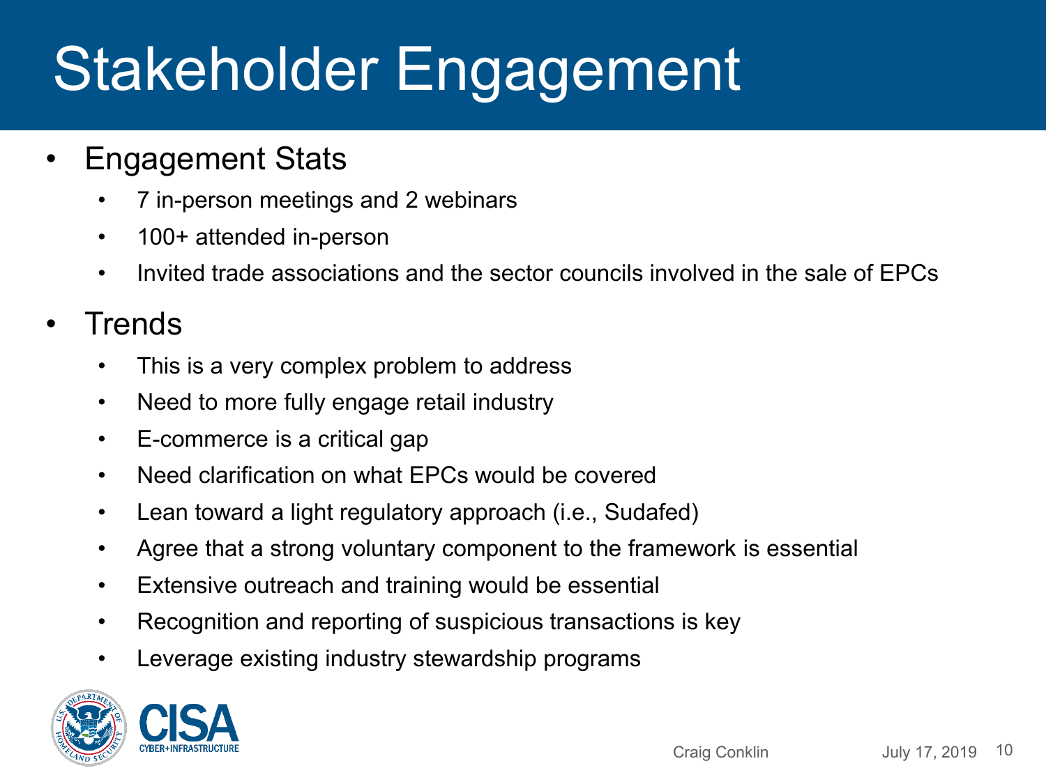# Stakeholder Engagement

- Engagement Stats
  - 7 in-person meetings and 2 webinars
  - 100+ attended in-person
  - Invited trade associations and the sector councils involved in the sale of EPCs
- Trends
  - This is a very complex problem to address
  - Need to more fully engage retail industry
  - E-commerce is a critical gap
  - Need clarification on what EPCs would be covered
  - Lean toward a light regulatory approach (i.e., Sudafed)
  - Agree that a strong voluntary component to the framework is essential
  - Extensive outreach and training would be essential
  - Recognition and reporting of suspicious transactions is key
  - Leverage existing industry stewardship programs

Craig Conklin

July 17, 2019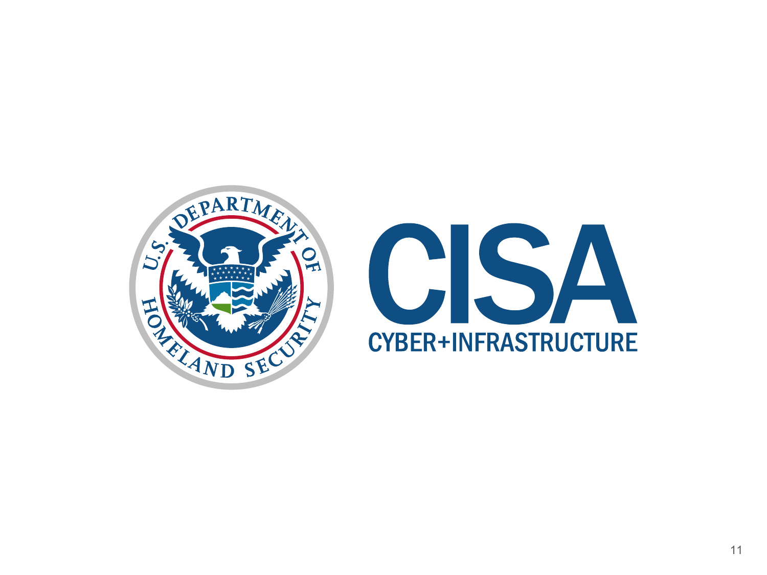CISA

CYBER+INFRASTRUCTURE